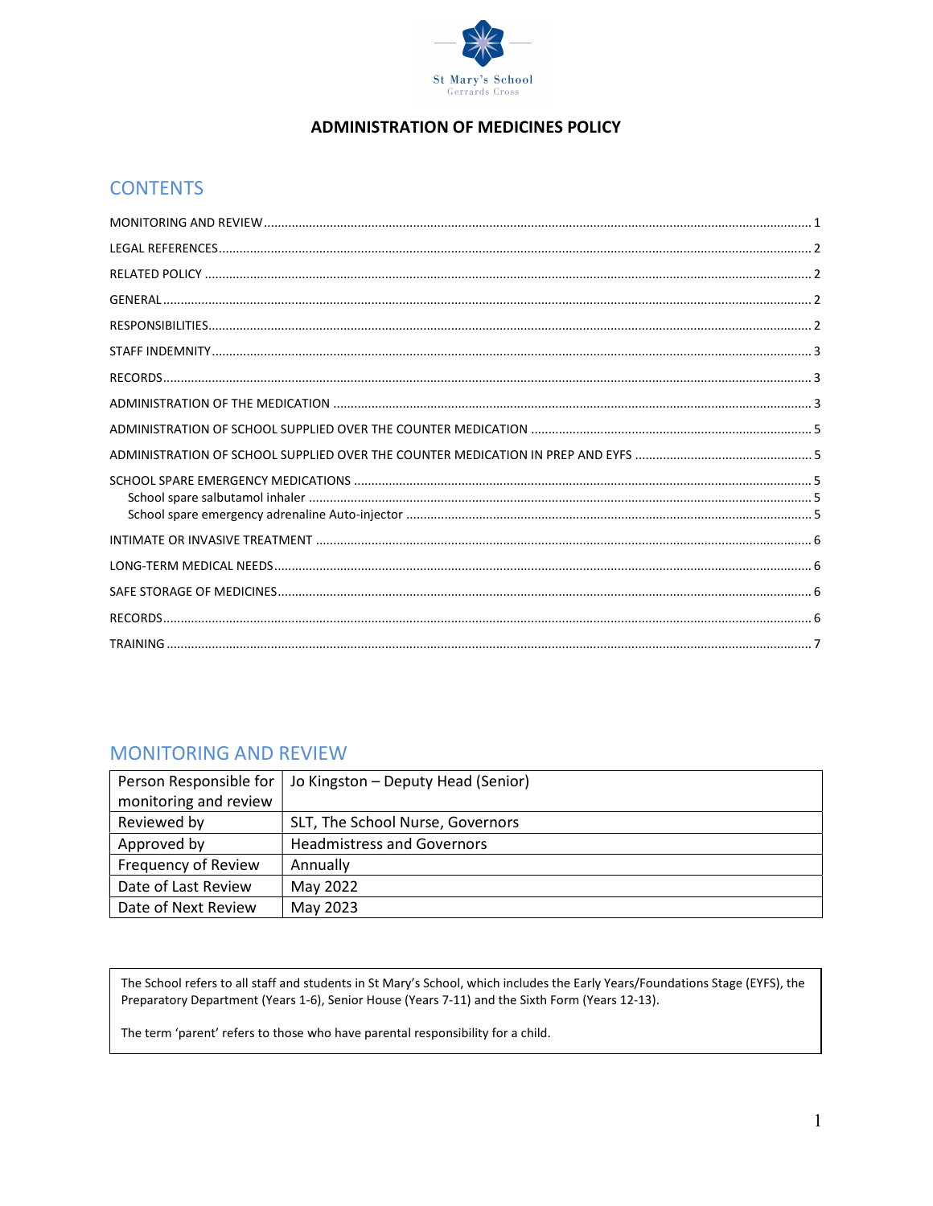St Mary's School
Gerrards Cross

# ADMINISTRATION OF MEDICINES POLICY

## CONTENTS

MONITORING AND REVIEW ..... 1
LEGAL REFERENCES ..... 2
RELATED POLICY ..... 2
GENERAL ..... 2
RESPONSIBILITIES ..... 2
STAFF INDEMNITY ..... 3
RECORDS ..... 3
ADMINISTRATION OF THE MEDICATION ..... 3
ADMINISTRATION OF SCHOOL SUPPLIED OVER THE COUNTER MEDICATION ..... 5
ADMINISTRATION OF SCHOOL SUPPLIED OVER THE COUNTER MEDICATION IN PREP AND EYFS ..... 5
SCHOOL SPARE EMERGENCY MEDICATIONS ..... 5
- School spare salbutamol inhaler ..... 5
- School spare emergency adrenaline Auto-injector ..... 5

INTIMATE OR INVASIVE TREATMENT ..... 6
LONG-TERM MEDICAL NEEDS ..... 6
SAFE STORAGE OF MEDICINES ..... 6
RECORDS ..... 6
TRAINING ..... 7

## MONITORING AND REVIEW

| Person Responsible for monitoring and review | Jo Kingston – Deputy Head (Senior) |
|---|---|
| Reviewed by | SLT, The School Nurse, Governors |
| Approved by | Headmistress and Governors |
| Frequency of Review | Annually |
| Date of Last Review | May 2022 |
| Date of Next Review | May 2023 |

The School refers to all staff and students in St Mary's School, which includes the Early Years/Foundations Stage (EYFS), the Preparatory Department (Years 1-6), Senior House (Years 7-11) and the Sixth Form (Years 12-13).

The term 'parent' refers to those who have parental responsibility for a child.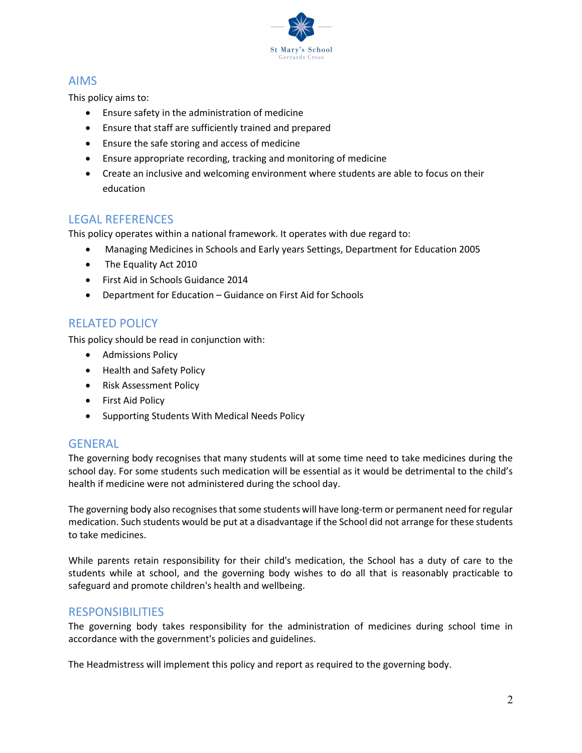## AIMS

This policy aims to:

- Ensure safety in the administration of medicine
- Ensure that staff are sufficiently trained and prepared
- Ensure the safe storing and access of medicine
- Ensure appropriate recording, tracking and monitoring of medicine
- Create an inclusive and welcoming environment where students are able to focus on their education

## LEGAL REFERENCES

This policy operates within a national framework. It operates with due regard to:

- Managing Medicines in Schools and Early years Settings, Department for Education 2005
- The Equality Act 2010
- First Aid in Schools Guidance 2014
- Department for Education – Guidance on First Aid for Schools

## RELATED POLICY

This policy should be read in conjunction with:

- Admissions Policy
- Health and Safety Policy
- Risk Assessment Policy
- First Aid Policy
- Supporting Students With Medical Needs Policy

## GENERAL

The governing body recognises that many students will at some time need to take medicines during the school day. For some students such medication will be essential as it would be detrimental to the child's health if medicine were not administered during the school day.

The governing body also recognises that some students will have long-term or permanent need for regular medication. Such students would be put at a disadvantage if the School did not arrange for these students to take medicines.

While parents retain responsibility for their child's medication, the School has a duty of care to the students while at school, and the governing body wishes to do all that is reasonably practicable to safeguard and promote children's health and wellbeing.

## RESPONSIBILITIES

The governing body takes responsibility for the administration of medicines during school time in accordance with the government's policies and guidelines.

The Headmistress will implement this policy and report as required to the governing body.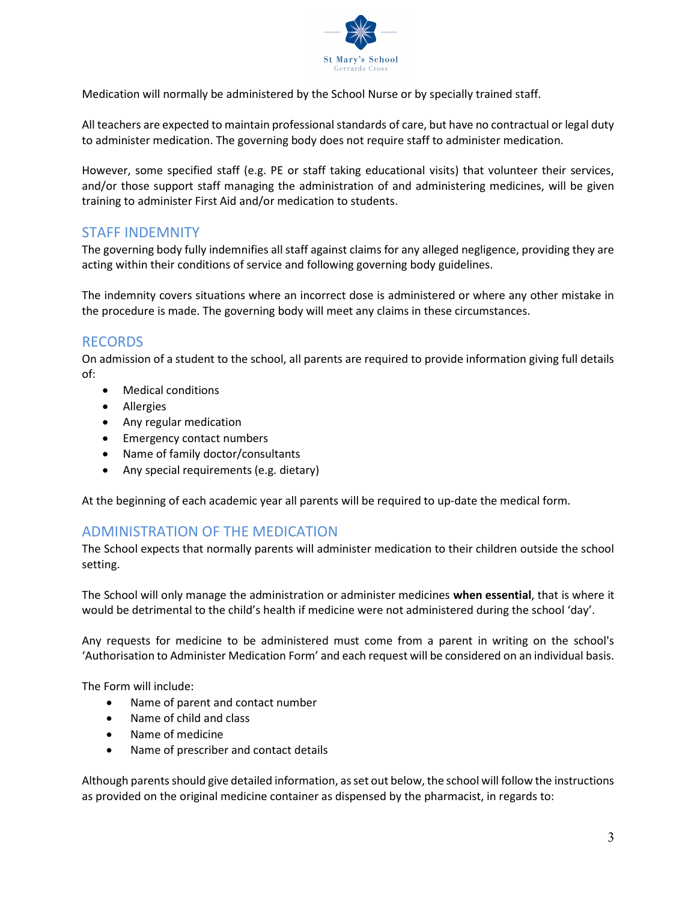Medication will normally be administered by the School Nurse or by specially trained staff.

All teachers are expected to maintain professional standards of care, but have no contractual or legal duty to administer medication. The governing body does not require staff to administer medication.

However, some specified staff (e.g. PE or staff taking educational visits) that volunteer their services, and/or those support staff managing the administration of and administering medicines, will be given training to administer First Aid and/or medication to students.

## STAFF INDEMNITY

The governing body fully indemnifies all staff against claims for any alleged negligence, providing they are acting within their conditions of service and following governing body guidelines.

The indemnity covers situations where an incorrect dose is administered or where any other mistake in the procedure is made. The governing body will meet any claims in these circumstances.

## RECORDS

On admission of a student to the school, all parents are required to provide information giving full details of:

- Medical conditions
- Allergies
- Any regular medication
- Emergency contact numbers
- Name of family doctor/consultants
- Any special requirements (e.g. dietary)

At the beginning of each academic year all parents will be required to up-date the medical form.

## ADMINISTRATION OF THE MEDICATION

The School expects that normally parents will administer medication to their children outside the school setting.

The School will only manage the administration or administer medicines **when essential**, that is where it would be detrimental to the child's health if medicine were not administered during the school 'day'.

Any requests for medicine to be administered must come from a parent in writing on the school's 'Authorisation to Administer Medication Form' and each request will be considered on an individual basis.

The Form will include:

- Name of parent and contact number
- Name of child and class
- Name of medicine
- Name of prescriber and contact details

Although parents should give detailed information, as set out below, the school will follow the instructions as provided on the original medicine container as dispensed by the pharmacist, in regards to: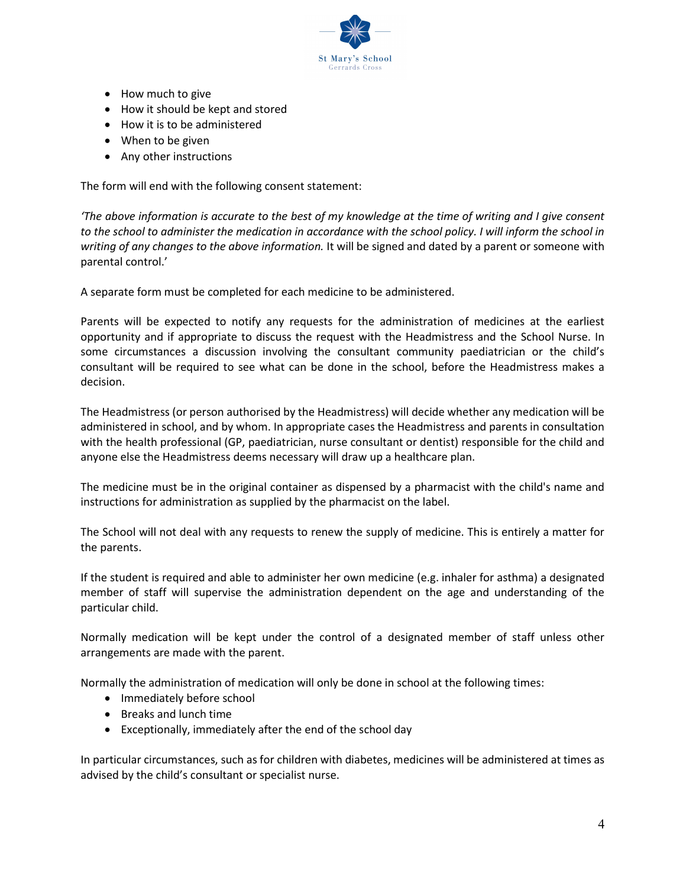- How much to give
- How it should be kept and stored
- How it is to be administered
- When to be given
- Any other instructions

The form will end with the following consent statement:

*'The above information is accurate to the best of my knowledge at the time of writing and I give consent to the school to administer the medication in accordance with the school policy. I will inform the school in writing of any changes to the above information.* It will be signed and dated by a parent or someone with parental control.'

A separate form must be completed for each medicine to be administered.

Parents will be expected to notify any requests for the administration of medicines at the earliest opportunity and if appropriate to discuss the request with the Headmistress and the School Nurse. In some circumstances a discussion involving the consultant community paediatrician or the child's consultant will be required to see what can be done in the school, before the Headmistress makes a decision.

The Headmistress (or person authorised by the Headmistress) will decide whether any medication will be administered in school, and by whom. In appropriate cases the Headmistress and parents in consultation with the health professional (GP, paediatrician, nurse consultant or dentist) responsible for the child and anyone else the Headmistress deems necessary will draw up a healthcare plan.

The medicine must be in the original container as dispensed by a pharmacist with the child's name and instructions for administration as supplied by the pharmacist on the label.

The School will not deal with any requests to renew the supply of medicine. This is entirely a matter for the parents.

If the student is required and able to administer her own medicine (e.g. inhaler for asthma) a designated member of staff will supervise the administration dependent on the age and understanding of the particular child.

Normally medication will be kept under the control of a designated member of staff unless other arrangements are made with the parent.

Normally the administration of medication will only be done in school at the following times:

- Immediately before school
- Breaks and lunch time
- Exceptionally, immediately after the end of the school day

In particular circumstances, such as for children with diabetes, medicines will be administered at times as advised by the child's consultant or specialist nurse.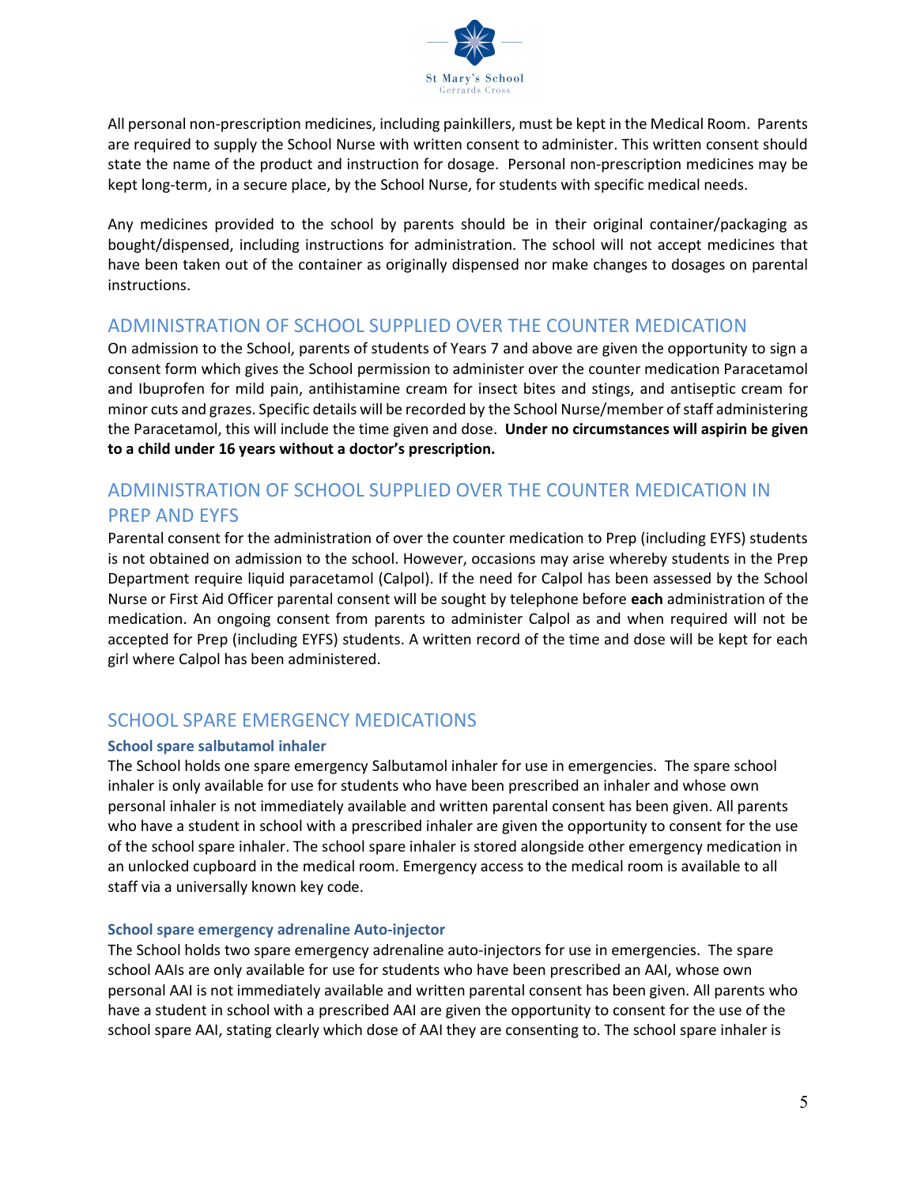All personal non-prescription medicines, including painkillers, must be kept in the Medical Room. Parents are required to supply the School Nurse with written consent to administer. This written consent should state the name of the product and instruction for dosage. Personal non-prescription medicines may be kept long-term, in a secure place, by the School Nurse, for students with specific medical needs.

Any medicines provided to the school by parents should be in their original container/packaging as bought/dispensed, including instructions for administration. The school will not accept medicines that have been taken out of the container as originally dispensed nor make changes to dosages on parental instructions.

## ADMINISTRATION OF SCHOOL SUPPLIED OVER THE COUNTER MEDICATION

On admission to the School, parents of students of Years 7 and above are given the opportunity to sign a consent form which gives the School permission to administer over the counter medication Paracetamol and Ibuprofen for mild pain, antihistamine cream for insect bites and stings, and antiseptic cream for minor cuts and grazes. Specific details will be recorded by the School Nurse/member of staff administering the Paracetamol, this will include the time given and dose. **Under no circumstances will aspirin be given to a child under 16 years without a doctor's prescription.**

## ADMINISTRATION OF SCHOOL SUPPLIED OVER THE COUNTER MEDICATION IN PREP AND EYFS

Parental consent for the administration of over the counter medication to Prep (including EYFS) students is not obtained on admission to the school. However, occasions may arise whereby students in the Prep Department require liquid paracetamol (Calpol). If the need for Calpol has been assessed by the School Nurse or First Aid Officer parental consent will be sought by telephone before **each** administration of the medication. An ongoing consent from parents to administer Calpol as and when required will not be accepted for Prep (including EYFS) students. A written record of the time and dose will be kept for each girl where Calpol has been administered.

## SCHOOL SPARE EMERGENCY MEDICATIONS

### School spare salbutamol inhaler

The School holds one spare emergency Salbutamol inhaler for use in emergencies. The spare school inhaler is only available for use for students who have been prescribed an inhaler and whose own personal inhaler is not immediately available and written parental consent has been given. All parents who have a student in school with a prescribed inhaler are given the opportunity to consent for the use of the school spare inhaler. The school spare inhaler is stored alongside other emergency medication in an unlocked cupboard in the medical room. Emergency access to the medical room is available to all staff via a universally known key code.

### School spare emergency adrenaline Auto-injector

The School holds two spare emergency adrenaline auto-injectors for use in emergencies. The spare school AAIs are only available for use for students who have been prescribed an AAI, whose own personal AAI is not immediately available and written parental consent has been given. All parents who have a student in school with a prescribed AAI are given the opportunity to consent for the use of the school spare AAI, stating clearly which dose of AAI they are consenting to. The school spare inhaler is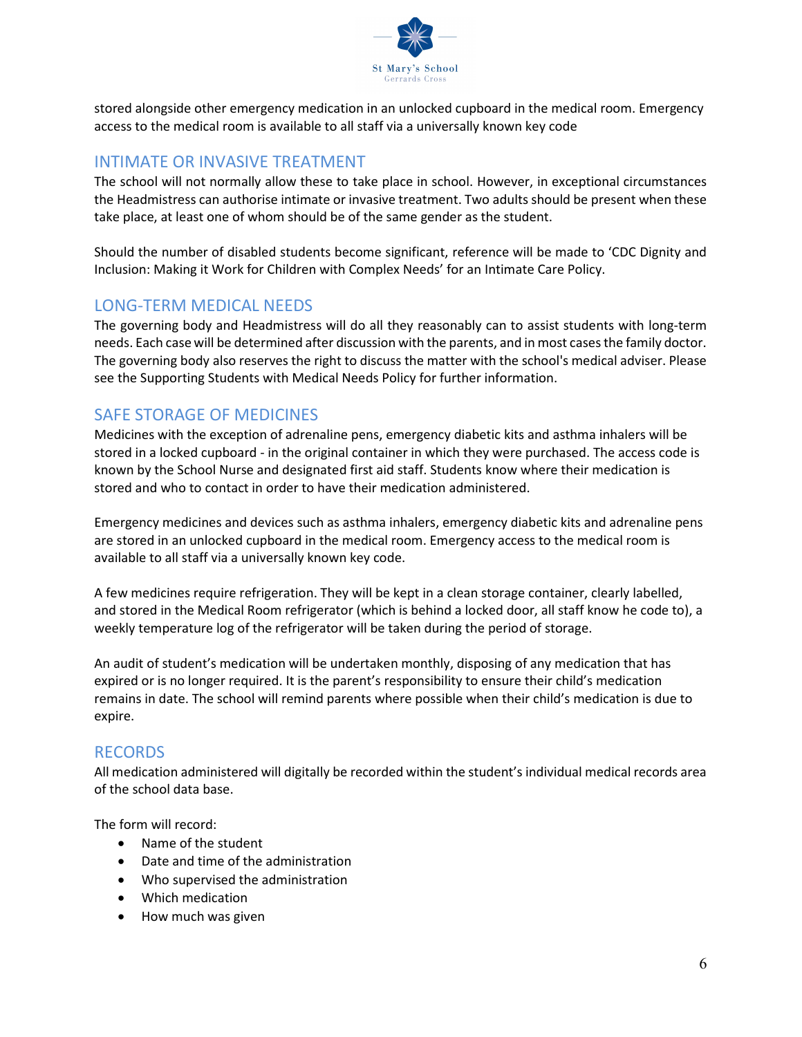stored alongside other emergency medication in an unlocked cupboard in the medical room. Emergency access to the medical room is available to all staff via a universally known key code

## INTIMATE OR INVASIVE TREATMENT

The school will not normally allow these to take place in school. However, in exceptional circumstances the Headmistress can authorise intimate or invasive treatment. Two adults should be present when these take place, at least one of whom should be of the same gender as the student.

Should the number of disabled students become significant, reference will be made to 'CDC Dignity and Inclusion: Making it Work for Children with Complex Needs' for an Intimate Care Policy.

## LONG-TERM MEDICAL NEEDS

The governing body and Headmistress will do all they reasonably can to assist students with long-term needs. Each case will be determined after discussion with the parents, and in most cases the family doctor. The governing body also reserves the right to discuss the matter with the school's medical adviser. Please see the Supporting Students with Medical Needs Policy for further information.

## SAFE STORAGE OF MEDICINES

Medicines with the exception of adrenaline pens, emergency diabetic kits and asthma inhalers will be stored in a locked cupboard - in the original container in which they were purchased. The access code is known by the School Nurse and designated first aid staff. Students know where their medication is stored and who to contact in order to have their medication administered.

Emergency medicines and devices such as asthma inhalers, emergency diabetic kits and adrenaline pens are stored in an unlocked cupboard in the medical room. Emergency access to the medical room is available to all staff via a universally known key code.

A few medicines require refrigeration. They will be kept in a clean storage container, clearly labelled, and stored in the Medical Room refrigerator (which is behind a locked door, all staff know he code to), a weekly temperature log of the refrigerator will be taken during the period of storage.

An audit of student's medication will be undertaken monthly, disposing of any medication that has expired or is no longer required. It is the parent's responsibility to ensure their child's medication remains in date. The school will remind parents where possible when their child's medication is due to expire.

## RECORDS

All medication administered will digitally be recorded within the student's individual medical records area of the school data base.

The form will record:

- Name of the student
- Date and time of the administration
- Who supervised the administration
- Which medication
- How much was given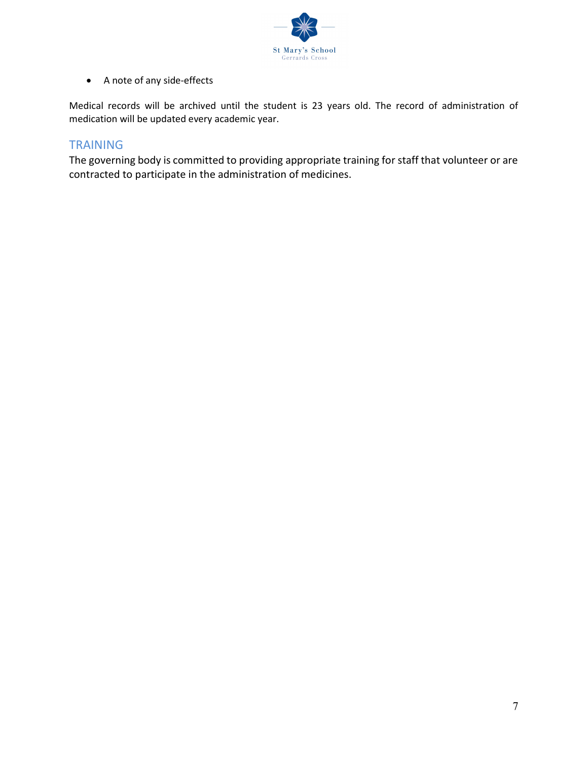- A note of any side-effects

Medical records will be archived until the student is 23 years old. The record of administration of medication will be updated every academic year.

## TRAINING

The governing body is committed to providing appropriate training for staff that volunteer or are contracted to participate in the administration of medicines.